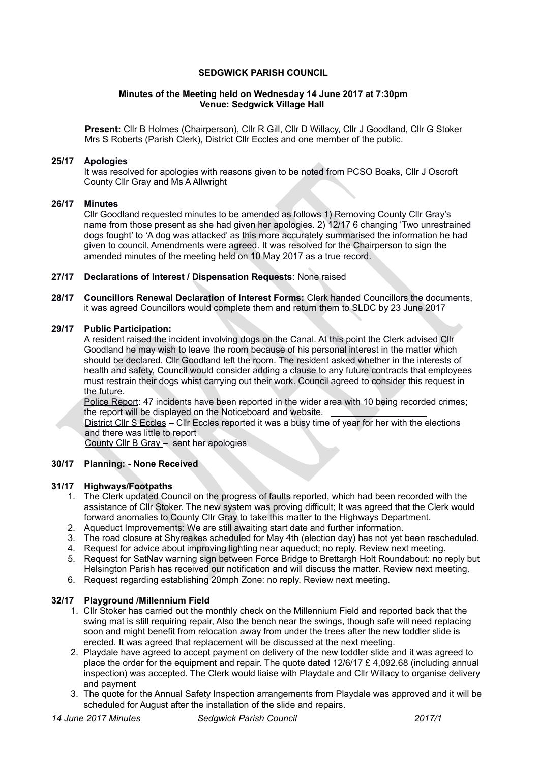**SEDGWICK PARISH COUNCIL**

**Minutes of the Meeting held on Wednesday 14 June 2017 at 7:30pm**
**Venue: Sedgwick Village Hall**

**Present:** Cllr B Holmes (Chairperson), Cllr R Gill, Cllr D Willacy, Cllr J Goodland, Cllr G Stoker Mrs S Roberts (Parish Clerk), District Cllr Eccles and one member of the public.

**25/17 Apologies**

It was resolved for apologies with reasons given to be noted from PCSO Boaks, Cllr J Oscroft County Cllr Gray and Ms A Allwright

**26/17 Minutes**

Cllr Goodland requested minutes to be amended as follows 1) Removing County Cllr Gray's name from those present as she had given her apologies. 2) 12/17 6 changing 'Two unrestrained dogs fought' to 'A dog was attacked' as this more accurately summarised the information he had given to council. Amendments were agreed. It was resolved for the Chairperson to sign the amended minutes of the meeting held on 10 May 2017 as a true record.

**27/17 Declarations of Interest / Dispensation Requests**: None raised

**28/17 Councillors Renewal Declaration of Interest Forms:** Clerk handed Councillors the documents, it was agreed Councillors would complete them and return them to SLDC by 23 June 2017

**29/17 Public Participation:**

A resident raised the incident involving dogs on the Canal. At this point the Clerk advised Cllr Goodland he may wish to leave the room because of his personal interest in the matter which should be declared. Cllr Goodland left the room. The resident asked whether in the interests of health and safety, Council would consider adding a clause to any future contracts that employees must restrain their dogs whist carrying out their work. Council agreed to consider this request in the future.

Police Report: 47 incidents have been reported in the wider area with 10 being recorded crimes; the report will be displayed on the Noticeboard and website.

District Cllr S Eccles – Cllr Eccles reported it was a busy time of year for her with the elections and there was little to report

County Cllr B Gray – sent her apologies

**30/17 Planning: - None Received**

**31/17 Highways/Footpaths**

1. The Clerk updated Council on the progress of faults reported, which had been recorded with the assistance of Cllr Stoker. The new system was proving difficult; It was agreed that the Clerk would forward anomalies to County Cllr Gray to take this matter to the Highways Department.
2. Aqueduct Improvements: We are still awaiting start date and further information.
3. The road closure at Shyreakes scheduled for May 4th (election day) has not yet been rescheduled.
4. Request for advice about improving lighting near aqueduct; no reply. Review next meeting.
5. Request for SatNav warning sign between Force Bridge to Brettargh Holt Roundabout: no reply but Helsington Parish has received our notification and will discuss the matter. Review next meeting.
6. Request regarding establishing 20mph Zone: no reply. Review next meeting.

**32/17 Playground /Millennium Field**

1. Cllr Stoker has carried out the monthly check on the Millennium Field and reported back that the swing mat is still requiring repair, Also the bench near the swings, though safe will need replacing soon and might benefit from relocation away from under the trees after the new toddler slide is erected. It was agreed that replacement will be discussed at the next meeting.
2. Playdale have agreed to accept payment on delivery of the new toddler slide and it was agreed to place the order for the equipment and repair. The quote dated 12/6/17 £ 4,092.68 (including annual inspection) was accepted. The Clerk would liaise with Playdale and Cllr Willacy to organise delivery and payment
3. The quote for the Annual Safety Inspection arrangements from Playdale was approved and it will be scheduled for August after the installation of the slide and repairs.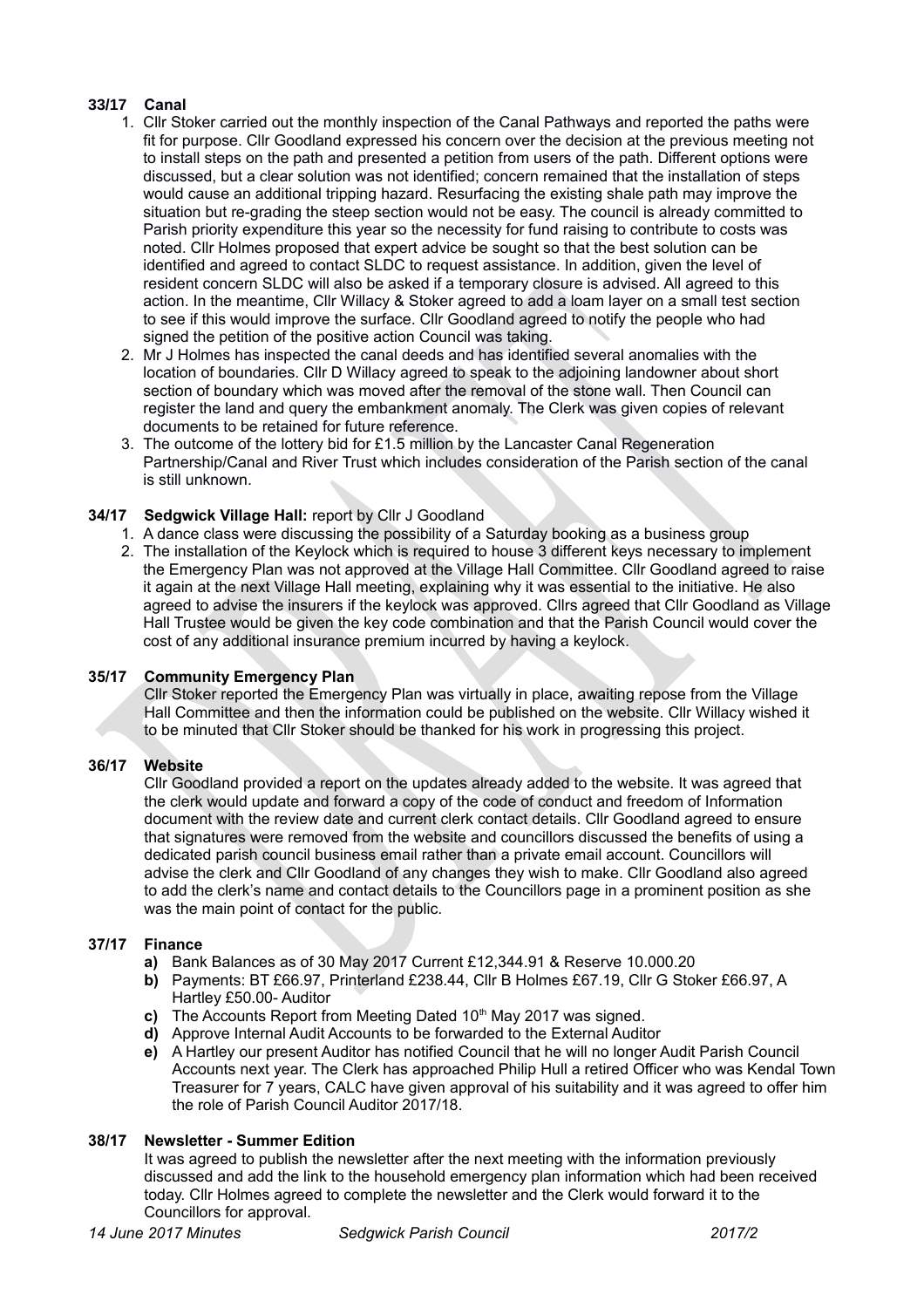**33/17 Canal**

1. Cllr Stoker carried out the monthly inspection of the Canal Pathways and reported the paths were fit for purpose. Cllr Goodland expressed his concern over the decision at the previous meeting not to install steps on the path and presented a petition from users of the path. Different options were discussed, but a clear solution was not identified; concern remained that the installation of steps would cause an additional tripping hazard. Resurfacing the existing shale path may improve the situation but re-grading the steep section would not be easy. The council is already committed to Parish priority expenditure this year so the necessity for fund raising to contribute to costs was noted. Cllr Holmes proposed that expert advice be sought so that the best solution can be identified and agreed to contact SLDC to request assistance. In addition, given the level of resident concern SLDC will also be asked if a temporary closure is advised. All agreed to this action. In the meantime, Cllr Willacy & Stoker agreed to add a loam layer on a small test section to see if this would improve the surface. Cllr Goodland agreed to notify the people who had signed the petition of the positive action Council was taking.
2. Mr J Holmes has inspected the canal deeds and has identified several anomalies with the location of boundaries. Cllr D Willacy agreed to speak to the adjoining landowner about short section of boundary which was moved after the removal of the stone wall. Then Council can register the land and query the embankment anomaly. The Clerk was given copies of relevant documents to be retained for future reference.
3. The outcome of the lottery bid for £1.5 million by the Lancaster Canal Regeneration Partnership/Canal and River Trust which includes consideration of the Parish section of the canal is still unknown.

**34/17 Sedgwick Village Hall:** report by Cllr J Goodland

1. A dance class were discussing the possibility of a Saturday booking as a business group
2. The installation of the Keylock which is required to house 3 different keys necessary to implement the Emergency Plan was not approved at the Village Hall Committee. Cllr Goodland agreed to raise it again at the next Village Hall meeting, explaining why it was essential to the initiative. He also agreed to advise the insurers if the keylock was approved. Cllrs agreed that Cllr Goodland as Village Hall Trustee would be given the key code combination and that the Parish Council would cover the cost of any additional insurance premium incurred by having a keylock.

**35/17 Community Emergency Plan**

Cllr Stoker reported the Emergency Plan was virtually in place, awaiting repose from the Village Hall Committee and then the information could be published on the website. Cllr Willacy wished it to be minuted that Cllr Stoker should be thanked for his work in progressing this project.

**36/17 Website**

Cllr Goodland provided a report on the updates already added to the website. It was agreed that the clerk would update and forward a copy of the code of conduct and freedom of Information document with the review date and current clerk contact details. Cllr Goodland agreed to ensure that signatures were removed from the website and councillors discussed the benefits of using a dedicated parish council business email rather than a private email account. Councillors will advise the clerk and Cllr Goodland of any changes they wish to make. Cllr Goodland also agreed to add the clerk's name and contact details to the Councillors page in a prominent position as she was the main point of contact for the public.

**37/17 Finance**

**a)** Bank Balances as of 30 May 2017 Current £12,344.91 & Reserve 10.000.20
**b)** Payments: BT £66.97, Printerland £238.44, Cllr B Holmes £67.19, Cllr G Stoker £66.97, A Hartley £50.00- Auditor
**c)** The Accounts Report from Meeting Dated 10th May 2017 was signed.
**d)** Approve Internal Audit Accounts to be forwarded to the External Auditor
**e)** A Hartley our present Auditor has notified Council that he will no longer Audit Parish Council Accounts next year. The Clerk has approached Philip Hull a retired Officer who was Kendal Town Treasurer for 7 years, CALC have given approval of his suitability and it was agreed to offer him the role of Parish Council Auditor 2017/18.

**38/17 Newsletter - Summer Edition**

It was agreed to publish the newsletter after the next meeting with the information previously discussed and add the link to the household emergency plan information which had been received today. Cllr Holmes agreed to complete the newsletter and the Clerk would forward it to the Councillors for approval.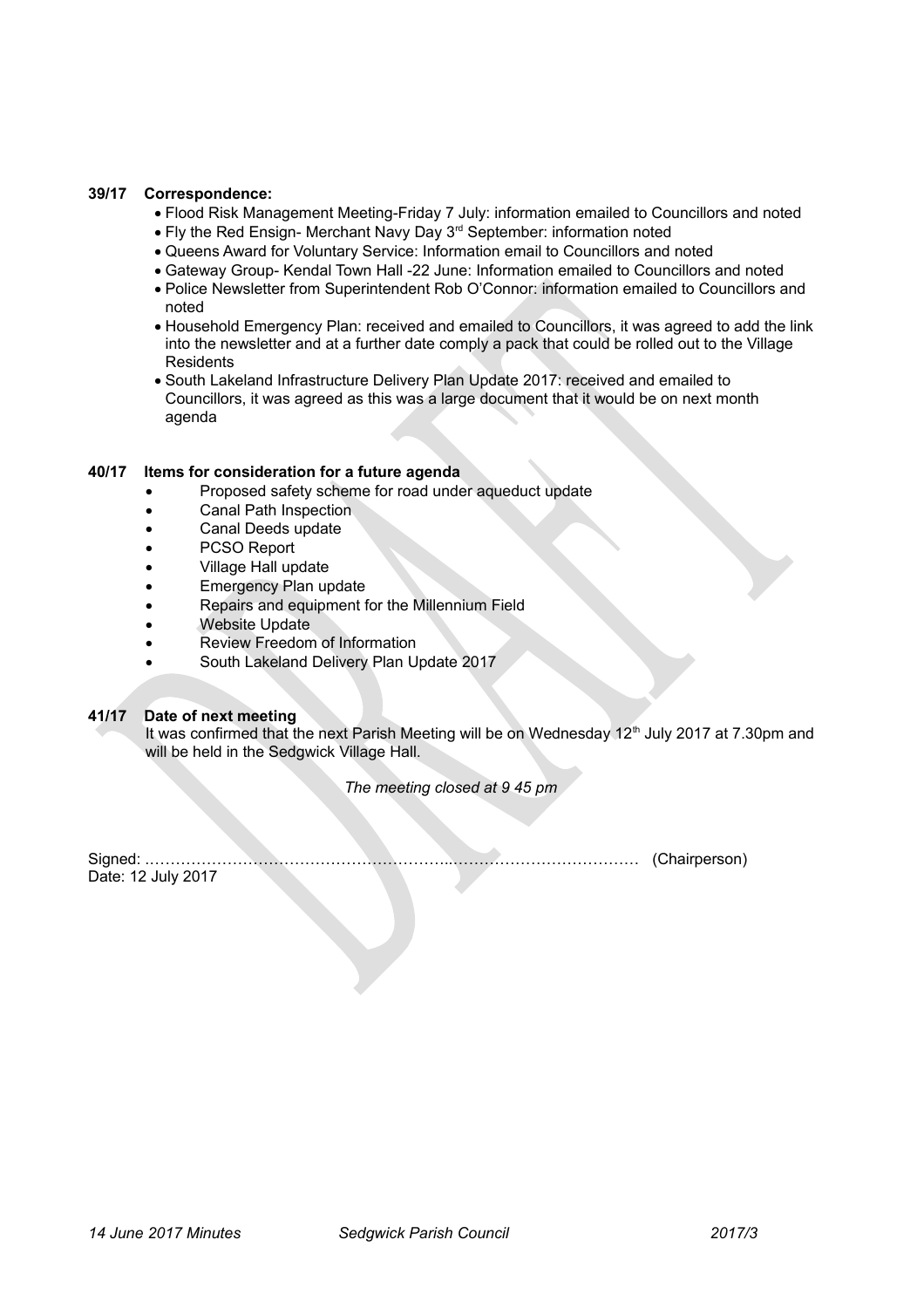**39/17 Correspondence:**

- Flood Risk Management Meeting-Friday 7 July: information emailed to Councillors and noted
- Fly the Red Ensign- Merchant Navy Day 3rd September: information noted
- Queens Award for Voluntary Service: Information email to Councillors and noted
- Gateway Group- Kendal Town Hall -22 June: Information emailed to Councillors and noted
- Police Newsletter from Superintendent Rob O'Connor: information emailed to Councillors and noted
- Household Emergency Plan: received and emailed to Councillors, it was agreed to add the link into the newsletter and at a further date comply a pack that could be rolled out to the Village Residents
- South Lakeland Infrastructure Delivery Plan Update 2017: received and emailed to Councillors, it was agreed as this was a large document that it would be on next month agenda

**40/17 Items for consideration for a future agenda**

- Proposed safety scheme for road under aqueduct update
- Canal Path Inspection
- Canal Deeds update
- PCSO Report
- Village Hall update
- Emergency Plan update
- Repairs and equipment for the Millennium Field
- Website Update
- Review Freedom of Information
- South Lakeland Delivery Plan Update 2017

**41/17 Date of next meeting**

It was confirmed that the next Parish Meeting will be on Wednesday 12th July 2017 at 7.30pm and will be held in the Sedgwick Village Hall.

*The meeting closed at 9 45 pm*

Signed: ………………………………………………….……………………………… (Chairperson)
Date: 12 July 2017